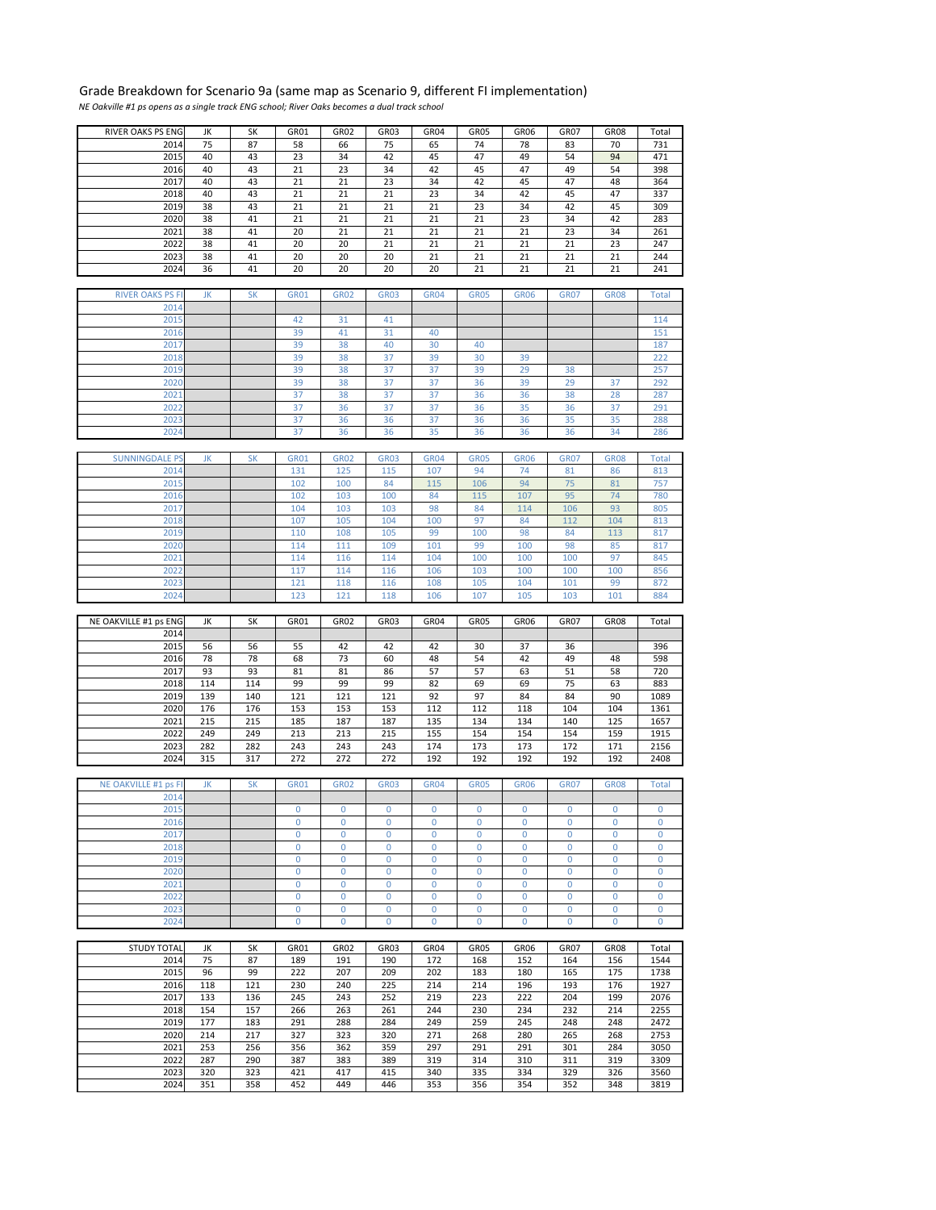Grade Breakdown for Scenario 9a (same map as Scenario 9, different FI implementation)

*NE Oakville #1 ps opens as a single track ENG school; River Oaks becomes a dual track school*

| RIVER OAKS PS ENG | JK | SK | GR01 | GR02 | GR03 | GR04 | GR05 | GR06 | GR07 | GR08 | Total |
|---|---|---|---|---|---|---|---|---|---|---|---|
| 2014 | 75 | 87 | 58 | 66 | 75 | 65 | 74 | 78 | 83 | 70 | 731 |
| 2015 | 40 | 43 | 23 | 34 | 42 | 45 | 47 | 49 | 54 | 94 | 471 |
| 2016 | 40 | 43 | 21 | 23 | 34 | 42 | 45 | 47 | 49 | 54 | 398 |
| 2017 | 40 | 43 | 21 | 21 | 23 | 34 | 42 | 45 | 47 | 48 | 364 |
| 2018 | 40 | 43 | 21 | 21 | 21 | 23 | 34 | 42 | 45 | 47 | 337 |
| 2019 | 38 | 43 | 21 | 21 | 21 | 21 | 23 | 34 | 42 | 45 | 309 |
| 2020 | 38 | 41 | 21 | 21 | 21 | 21 | 21 | 23 | 34 | 42 | 283 |
| 2021 | 38 | 41 | 20 | 21 | 21 | 21 | 21 | 21 | 23 | 34 | 261 |
| 2022 | 38 | 41 | 20 | 20 | 21 | 21 | 21 | 21 | 21 | 23 | 247 |
| 2023 | 38 | 41 | 20 | 20 | 20 | 21 | 21 | 21 | 21 | 21 | 244 |
| 2024 | 36 | 41 | 20 | 20 | 20 | 20 | 21 | 21 | 21 | 21 | 241 |

| RIVER OAKS PS FI | JK | SK | GR01 | GR02 | GR03 | GR04 | GR05 | GR06 | GR07 | GR08 | Total |
|---|---|---|---|---|---|---|---|---|---|---|---|
| 2014 | | | | | | | | | | | |
| 2015 | | | 42 | 31 | 41 | | | | | | 114 |
| 2016 | | | 39 | 41 | 31 | 40 | | | | | 151 |
| 2017 | | | 39 | 38 | 40 | 30 | 40 | | | | 187 |
| 2018 | | | 39 | 38 | 37 | 39 | 30 | 39 | | | 222 |
| 2019 | | | 39 | 38 | 37 | 37 | 39 | 29 | 38 | | 257 |
| 2020 | | | 39 | 38 | 37 | 37 | 36 | 39 | 29 | 37 | 292 |
| 2021 | | | 37 | 38 | 37 | 37 | 36 | 36 | 38 | 28 | 287 |
| 2022 | | | 37 | 36 | 37 | 37 | 36 | 35 | 36 | 37 | 291 |
| 2023 | | | 37 | 36 | 36 | 37 | 36 | 36 | 35 | 35 | 288 |
| 2024 | | | 37 | 36 | 36 | 35 | 36 | 36 | 36 | 34 | 286 |

| SUNNINGDALE PS | JK | SK | GR01 | GR02 | GR03 | GR04 | GR05 | GR06 | GR07 | GR08 | Total |
|---|---|---|---|---|---|---|---|---|---|---|---|
| 2014 | | | 131 | 125 | 115 | 107 | 94 | 74 | 81 | 86 | 813 |
| 2015 | | | 102 | 100 | 84 | 115 | 106 | 94 | 75 | 81 | 757 |
| 2016 | | | 102 | 103 | 100 | 84 | 115 | 107 | 95 | 74 | 780 |
| 2017 | | | 104 | 103 | 103 | 98 | 84 | 114 | 106 | 93 | 805 |
| 2018 | | | 107 | 105 | 104 | 100 | 97 | 84 | 112 | 104 | 813 |
| 2019 | | | 110 | 108 | 105 | 99 | 100 | 98 | 84 | 113 | 817 |
| 2020 | | | 114 | 111 | 109 | 101 | 99 | 100 | 98 | 85 | 817 |
| 2021 | | | 114 | 116 | 114 | 104 | 100 | 100 | 100 | 97 | 845 |
| 2022 | | | 117 | 114 | 116 | 106 | 103 | 100 | 100 | 100 | 856 |
| 2023 | | | 121 | 118 | 116 | 108 | 105 | 104 | 101 | 99 | 872 |
| 2024 | | | 123 | 121 | 118 | 106 | 107 | 105 | 103 | 101 | 884 |

| NE OAKVILLE #1 ps ENG | JK | SK | GR01 | GR02 | GR03 | GR04 | GR05 | GR06 | GR07 | GR08 | Total |
|---|---|---|---|---|---|---|---|---|---|---|---|
| 2014 | | | | | | | | | | | |
| 2015 | 56 | 56 | 55 | 42 | 42 | 42 | 30 | 37 | 36 | | 396 |
| 2016 | 78 | 78 | 68 | 73 | 60 | 48 | 54 | 42 | 49 | 48 | 598 |
| 2017 | 93 | 93 | 81 | 81 | 86 | 57 | 57 | 63 | 51 | 58 | 720 |
| 2018 | 114 | 114 | 99 | 99 | 99 | 82 | 69 | 69 | 75 | 63 | 883 |
| 2019 | 139 | 140 | 121 | 121 | 121 | 92 | 97 | 84 | 84 | 90 | 1089 |
| 2020 | 176 | 176 | 153 | 153 | 153 | 112 | 112 | 118 | 104 | 104 | 1361 |
| 2021 | 215 | 215 | 185 | 187 | 187 | 135 | 134 | 134 | 140 | 125 | 1657 |
| 2022 | 249 | 249 | 213 | 213 | 215 | 155 | 154 | 154 | 154 | 159 | 1915 |
| 2023 | 282 | 282 | 243 | 243 | 243 | 174 | 173 | 173 | 172 | 171 | 2156 |
| 2024 | 315 | 317 | 272 | 272 | 272 | 192 | 192 | 192 | 192 | 192 | 2408 |

| NE OAKVILLE #1 ps FI | JK | SK | GR01 | GR02 | GR03 | GR04 | GR05 | GR06 | GR07 | GR08 | Total |
|---|---|---|---|---|---|---|---|---|---|---|---|
| 2014 | | | | | | | | | | | |
| 2015 | | | 0 | 0 | 0 | 0 | 0 | 0 | 0 | 0 | 0 |
| 2016 | | | 0 | 0 | 0 | 0 | 0 | 0 | 0 | 0 | 0 |
| 2017 | | | 0 | 0 | 0 | 0 | 0 | 0 | 0 | 0 | 0 |
| 2018 | | | 0 | 0 | 0 | 0 | 0 | 0 | 0 | 0 | 0 |
| 2019 | | | 0 | 0 | 0 | 0 | 0 | 0 | 0 | 0 | 0 |
| 2020 | | | 0 | 0 | 0 | 0 | 0 | 0 | 0 | 0 | 0 |
| 2021 | | | 0 | 0 | 0 | 0 | 0 | 0 | 0 | 0 | 0 |
| 2022 | | | 0 | 0 | 0 | 0 | 0 | 0 | 0 | 0 | 0 |
| 2023 | | | 0 | 0 | 0 | 0 | 0 | 0 | 0 | 0 | 0 |
| 2024 | | | 0 | 0 | 0 | 0 | 0 | 0 | 0 | 0 | 0 |

| STUDY TOTAL | JK | SK | GR01 | GR02 | GR03 | GR04 | GR05 | GR06 | GR07 | GR08 | Total |
|---|---|---|---|---|---|---|---|---|---|---|---|
| 2014 | 75 | 87 | 189 | 191 | 190 | 172 | 168 | 152 | 164 | 156 | 1544 |
| 2015 | 96 | 99 | 222 | 207 | 209 | 202 | 183 | 180 | 165 | 175 | 1738 |
| 2016 | 118 | 121 | 230 | 240 | 225 | 214 | 214 | 196 | 193 | 176 | 1927 |
| 2017 | 133 | 136 | 245 | 243 | 252 | 219 | 223 | 222 | 204 | 199 | 2076 |
| 2018 | 154 | 157 | 266 | 263 | 261 | 244 | 230 | 234 | 232 | 214 | 2255 |
| 2019 | 177 | 183 | 291 | 288 | 284 | 249 | 259 | 245 | 248 | 248 | 2472 |
| 2020 | 214 | 217 | 327 | 323 | 320 | 271 | 268 | 280 | 265 | 268 | 2753 |
| 2021 | 253 | 256 | 356 | 362 | 359 | 297 | 291 | 291 | 301 | 284 | 3050 |
| 2022 | 287 | 290 | 387 | 383 | 389 | 319 | 314 | 310 | 311 | 319 | 3309 |
| 2023 | 320 | 323 | 421 | 417 | 415 | 340 | 335 | 334 | 329 | 326 | 3560 |
| 2024 | 351 | 358 | 452 | 449 | 446 | 353 | 356 | 354 | 352 | 348 | 3819 |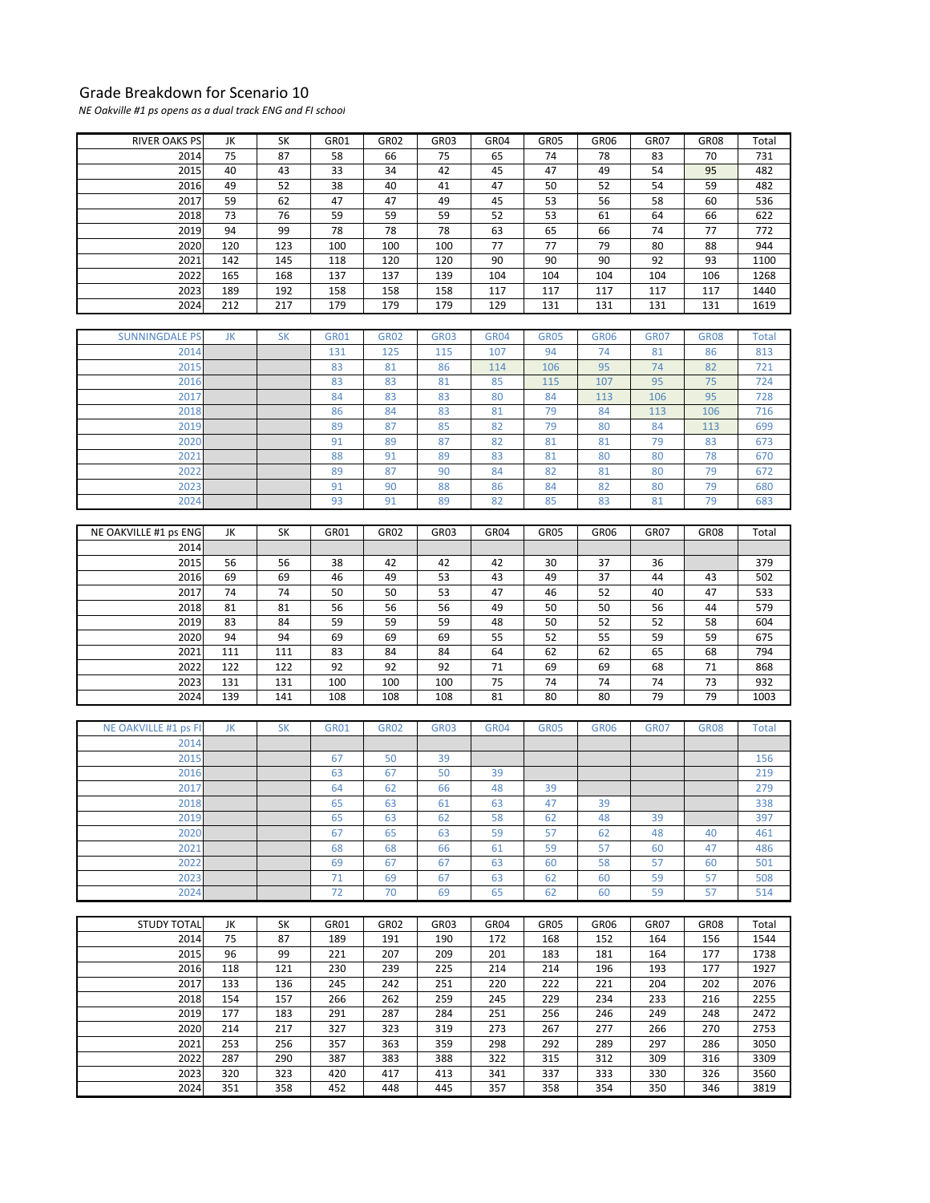# Grade Breakdown for Scenario 10

*NE Oakville #1 ps opens as a dual track ENG and FI school*

| RIVER OAKS PS | JK | SK | GR01 | GR02 | GR03 | GR04 | GR05 | GR06 | GR07 | GR08 | Total |
|---|---|---|---|---|---|---|---|---|---|---|---|
| 2014 | 75 | 87 | 58 | 66 | 75 | 65 | 74 | 78 | 83 | 70 | 731 |
| 2015 | 40 | 43 | 33 | 34 | 42 | 45 | 47 | 49 | 54 | 95 | 482 |
| 2016 | 49 | 52 | 38 | 40 | 41 | 47 | 50 | 52 | 54 | 59 | 482 |
| 2017 | 59 | 62 | 47 | 47 | 49 | 45 | 53 | 56 | 58 | 60 | 536 |
| 2018 | 73 | 76 | 59 | 59 | 59 | 52 | 53 | 61 | 64 | 66 | 622 |
| 2019 | 94 | 99 | 78 | 78 | 78 | 63 | 65 | 66 | 74 | 77 | 772 |
| 2020 | 120 | 123 | 100 | 100 | 100 | 77 | 77 | 79 | 80 | 88 | 944 |
| 2021 | 142 | 145 | 118 | 120 | 120 | 90 | 90 | 90 | 92 | 93 | 1100 |
| 2022 | 165 | 168 | 137 | 137 | 139 | 104 | 104 | 104 | 104 | 106 | 1268 |
| 2023 | 189 | 192 | 158 | 158 | 158 | 117 | 117 | 117 | 117 | 117 | 1440 |
| 2024 | 212 | 217 | 179 | 179 | 179 | 129 | 131 | 131 | 131 | 131 | 1619 |

| SUNNINGDALE PS | JK | SK | GR01 | GR02 | GR03 | GR04 | GR05 | GR06 | GR07 | GR08 | Total |
|---|---|---|---|---|---|---|---|---|---|---|---|
| 2014 | | | 131 | 125 | 115 | 107 | 94 | 74 | 81 | 86 | 813 |
| 2015 | | | 83 | 81 | 86 | 114 | 106 | 95 | 74 | 82 | 721 |
| 2016 | | | 83 | 83 | 81 | 85 | 115 | 107 | 95 | 75 | 724 |
| 2017 | | | 84 | 83 | 83 | 80 | 84 | 113 | 106 | 95 | 728 |
| 2018 | | | 86 | 84 | 83 | 81 | 79 | 84 | 113 | 106 | 716 |
| 2019 | | | 89 | 87 | 85 | 82 | 79 | 80 | 84 | 113 | 699 |
| 2020 | | | 91 | 89 | 87 | 82 | 81 | 81 | 79 | 83 | 673 |
| 2021 | | | 88 | 91 | 89 | 83 | 81 | 80 | 80 | 78 | 670 |
| 2022 | | | 89 | 87 | 90 | 84 | 82 | 81 | 80 | 79 | 672 |
| 2023 | | | 91 | 90 | 88 | 86 | 84 | 82 | 80 | 79 | 680 |
| 2024 | | | 93 | 91 | 89 | 82 | 85 | 83 | 81 | 79 | 683 |

| NE OAKVILLE #1 ps ENG | JK | SK | GR01 | GR02 | GR03 | GR04 | GR05 | GR06 | GR07 | GR08 | Total |
|---|---|---|---|---|---|---|---|---|---|---|---|
| 2014 | | | | | | | | | | | |
| 2015 | 56 | 56 | 38 | 42 | 42 | 42 | 30 | 37 | 36 | | 379 |
| 2016 | 69 | 69 | 46 | 49 | 53 | 43 | 49 | 37 | 44 | 43 | 502 |
| 2017 | 74 | 74 | 50 | 50 | 53 | 47 | 46 | 52 | 40 | 47 | 533 |
| 2018 | 81 | 81 | 56 | 56 | 56 | 49 | 50 | 50 | 56 | 44 | 579 |
| 2019 | 83 | 84 | 59 | 59 | 59 | 48 | 50 | 52 | 52 | 58 | 604 |
| 2020 | 94 | 94 | 69 | 69 | 69 | 55 | 52 | 55 | 59 | 59 | 675 |
| 2021 | 111 | 111 | 83 | 84 | 84 | 64 | 62 | 62 | 65 | 68 | 794 |
| 2022 | 122 | 122 | 92 | 92 | 92 | 71 | 69 | 69 | 68 | 71 | 868 |
| 2023 | 131 | 131 | 100 | 100 | 100 | 75 | 74 | 74 | 74 | 73 | 932 |
| 2024 | 139 | 141 | 108 | 108 | 108 | 81 | 80 | 80 | 79 | 79 | 1003 |

| NE OAKVILLE #1 ps FI | JK | SK | GR01 | GR02 | GR03 | GR04 | GR05 | GR06 | GR07 | GR08 | Total |
|---|---|---|---|---|---|---|---|---|---|---|---|
| 2014 | | | | | | | | | | | |
| 2015 | | | 67 | 50 | 39 | | | | | | 156 |
| 2016 | | | 63 | 67 | 50 | 39 | | | | | 219 |
| 2017 | | | 64 | 62 | 66 | 48 | 39 | | | | 279 |
| 2018 | | | 65 | 63 | 61 | 63 | 47 | 39 | | | 338 |
| 2019 | | | 65 | 63 | 62 | 58 | 62 | 48 | 39 | | 397 |
| 2020 | | | 67 | 65 | 63 | 59 | 57 | 62 | 48 | 40 | 461 |
| 2021 | | | 68 | 68 | 66 | 61 | 59 | 57 | 60 | 47 | 486 |
| 2022 | | | 69 | 67 | 67 | 63 | 60 | 58 | 57 | 60 | 501 |
| 2023 | | | 71 | 69 | 67 | 63 | 62 | 60 | 59 | 57 | 508 |
| 2024 | | | 72 | 70 | 69 | 65 | 62 | 60 | 59 | 57 | 514 |

| STUDY TOTAL | JK | SK | GR01 | GR02 | GR03 | GR04 | GR05 | GR06 | GR07 | GR08 | Total |
|---|---|---|---|---|---|---|---|---|---|---|---|
| 2014 | 75 | 87 | 189 | 191 | 190 | 172 | 168 | 152 | 164 | 156 | 1544 |
| 2015 | 96 | 99 | 221 | 207 | 209 | 201 | 183 | 181 | 164 | 177 | 1738 |
| 2016 | 118 | 121 | 230 | 239 | 225 | 214 | 214 | 196 | 193 | 177 | 1927 |
| 2017 | 133 | 136 | 245 | 242 | 251 | 220 | 222 | 221 | 204 | 202 | 2076 |
| 2018 | 154 | 157 | 266 | 262 | 259 | 245 | 229 | 234 | 233 | 216 | 2255 |
| 2019 | 177 | 183 | 291 | 287 | 284 | 251 | 256 | 246 | 249 | 248 | 2472 |
| 2020 | 214 | 217 | 327 | 323 | 319 | 273 | 267 | 277 | 266 | 270 | 2753 |
| 2021 | 253 | 256 | 357 | 363 | 359 | 298 | 292 | 289 | 297 | 286 | 3050 |
| 2022 | 287 | 290 | 387 | 383 | 388 | 322 | 315 | 312 | 309 | 316 | 3309 |
| 2023 | 320 | 323 | 420 | 417 | 413 | 341 | 337 | 333 | 330 | 326 | 3560 |
| 2024 | 351 | 358 | 452 | 448 | 445 | 357 | 358 | 354 | 350 | 346 | 3819 |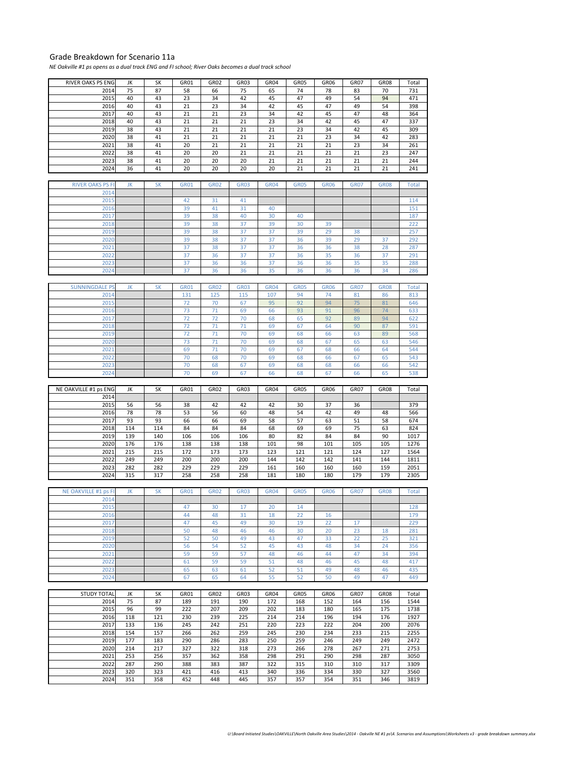# Grade Breakdown for Scenario 11a

*NE Oakville #1 ps opens as a dual track ENG and FI school; River Oaks becomes a dual track school*

| RIVER OAKS PS ENG | JK | SK | GR01 | GR02 | GR03 | GR04 | GR05 | GR06 | GR07 | GR08 | Total |
|---|---|---|---|---|---|---|---|---|---|---|---|
| 2014 | 75 | 87 | 58 | 66 | 75 | 65 | 74 | 78 | 83 | 70 | 731 |
| 2015 | 40 | 43 | 23 | 34 | 42 | 45 | 47 | 49 | 54 | 94 | 471 |
| 2016 | 40 | 43 | 21 | 23 | 34 | 42 | 45 | 47 | 49 | 54 | 398 |
| 2017 | 40 | 43 | 21 | 21 | 23 | 34 | 42 | 45 | 47 | 48 | 364 |
| 2018 | 40 | 43 | 21 | 21 | 21 | 23 | 34 | 42 | 45 | 47 | 337 |
| 2019 | 38 | 43 | 21 | 21 | 21 | 21 | 23 | 34 | 42 | 45 | 309 |
| 2020 | 38 | 41 | 21 | 21 | 21 | 21 | 21 | 23 | 34 | 42 | 283 |
| 2021 | 38 | 41 | 20 | 21 | 21 | 21 | 21 | 21 | 23 | 34 | 261 |
| 2022 | 38 | 41 | 20 | 20 | 21 | 21 | 21 | 21 | 21 | 23 | 247 |
| 2023 | 38 | 41 | 20 | 20 | 20 | 21 | 21 | 21 | 21 | 21 | 244 |
| 2024 | 36 | 41 | 20 | 20 | 20 | 20 | 21 | 21 | 21 | 21 | 241 |

| RIVER OAKS PS FI | JK | SK | GR01 | GR02 | GR03 | GR04 | GR05 | GR06 | GR07 | GR08 | Total |
|---|---|---|---|---|---|---|---|---|---|---|---|
| 2014 | | | | | | | | | | | |
| 2015 | | | 42 | 31 | 41 | | | | | | 114 |
| 2016 | | | 39 | 41 | 31 | 40 | | | | | 151 |
| 2017 | | | 39 | 38 | 40 | 30 | 40 | | | | 187 |
| 2018 | | | 39 | 38 | 37 | 39 | 30 | 39 | | | 222 |
| 2019 | | | 39 | 38 | 37 | 37 | 39 | 29 | 38 | | 257 |
| 2020 | | | 39 | 38 | 37 | 37 | 36 | 39 | 29 | 37 | 292 |
| 2021 | | | 37 | 38 | 37 | 37 | 36 | 36 | 38 | 28 | 287 |
| 2022 | | | 37 | 36 | 37 | 37 | 36 | 35 | 36 | 37 | 291 |
| 2023 | | | 37 | 36 | 36 | 37 | 36 | 36 | 35 | 35 | 288 |
| 2024 | | | 37 | 36 | 36 | 35 | 36 | 36 | 36 | 34 | 286 |

| SUNNINGDALE PS | JK | SK | GR01 | GR02 | GR03 | GR04 | GR05 | GR06 | GR07 | GR08 | Total |
|---|---|---|---|---|---|---|---|---|---|---|---|
| 2014 | | | 131 | 125 | 115 | 107 | 94 | 74 | 81 | 86 | 813 |
| 2015 | | | 72 | 70 | 67 | 95 | 92 | 94 | 75 | 81 | 646 |
| 2016 | | | 73 | 71 | 69 | 66 | 93 | 91 | 96 | 74 | 633 |
| 2017 | | | 72 | 72 | 70 | 68 | 65 | 92 | 89 | 94 | 622 |
| 2018 | | | 72 | 71 | 71 | 69 | 67 | 64 | 90 | 87 | 591 |
| 2019 | | | 72 | 71 | 70 | 69 | 68 | 66 | 63 | 89 | 568 |
| 2020 | | | 73 | 71 | 70 | 69 | 68 | 67 | 65 | 63 | 546 |
| 2021 | | | 69 | 71 | 70 | 69 | 67 | 68 | 66 | 64 | 544 |
| 2022 | | | 70 | 68 | 70 | 69 | 68 | 66 | 67 | 65 | 543 |
| 2023 | | | 70 | 68 | 67 | 69 | 68 | 68 | 66 | 66 | 542 |
| 2024 | | | 70 | 69 | 67 | 66 | 68 | 67 | 66 | 65 | 538 |

| NE OAKVILLE #1 ps ENG | JK | SK | GR01 | GR02 | GR03 | GR04 | GR05 | GR06 | GR07 | GR08 | Total |
|---|---|---|---|---|---|---|---|---|---|---|---|
| 2014 | | | | | | | | | | | |
| 2015 | 56 | 56 | 38 | 42 | 42 | 42 | 30 | 37 | 36 | | 379 |
| 2016 | 78 | 78 | 53 | 56 | 60 | 48 | 54 | 42 | 49 | 48 | 566 |
| 2017 | 93 | 93 | 66 | 66 | 69 | 58 | 57 | 63 | 51 | 58 | 674 |
| 2018 | 114 | 114 | 84 | 84 | 84 | 68 | 69 | 69 | 75 | 63 | 824 |
| 2019 | 139 | 140 | 106 | 106 | 106 | 80 | 82 | 84 | 84 | 90 | 1017 |
| 2020 | 176 | 176 | 138 | 138 | 138 | 101 | 98 | 101 | 105 | 105 | 1276 |
| 2021 | 215 | 215 | 172 | 173 | 173 | 123 | 121 | 121 | 124 | 127 | 1564 |
| 2022 | 249 | 249 | 200 | 200 | 200 | 144 | 142 | 142 | 141 | 144 | 1811 |
| 2023 | 282 | 282 | 229 | 229 | 229 | 161 | 160 | 160 | 160 | 159 | 2051 |
| 2024 | 315 | 317 | 258 | 258 | 258 | 181 | 180 | 180 | 179 | 179 | 2305 |

| NE OAKVILLE #1 ps FI | JK | SK | GR01 | GR02 | GR03 | GR04 | GR05 | GR06 | GR07 | GR08 | Total |
|---|---|---|---|---|---|---|---|---|---|---|---|
| 2014 | | | | | | | | | | | |
| 2015 | | | 47 | 30 | 17 | 20 | 14 | | | | 128 |
| 2016 | | | 44 | 48 | 31 | 18 | 22 | 16 | | | 179 |
| 2017 | | | 47 | 45 | 49 | 30 | 19 | 22 | 17 | | 229 |
| 2018 | | | 50 | 48 | 46 | 46 | 30 | 20 | 23 | 18 | 281 |
| 2019 | | | 52 | 50 | 49 | 43 | 47 | 33 | 22 | 25 | 321 |
| 2020 | | | 56 | 54 | 52 | 45 | 43 | 48 | 34 | 24 | 356 |
| 2021 | | | 59 | 59 | 57 | 48 | 46 | 44 | 47 | 34 | 394 |
| 2022 | | | 61 | 59 | 59 | 51 | 48 | 46 | 45 | 48 | 417 |
| 2023 | | | 65 | 63 | 61 | 52 | 51 | 49 | 48 | 46 | 435 |
| 2024 | | | 67 | 65 | 64 | 55 | 52 | 50 | 49 | 47 | 449 |

| STUDY TOTAL | JK | SK | GR01 | GR02 | GR03 | GR04 | GR05 | GR06 | GR07 | GR08 | Total |
|---|---|---|---|---|---|---|---|---|---|---|---|
| 2014 | 75 | 87 | 189 | 191 | 190 | 172 | 168 | 152 | 164 | 156 | 1544 |
| 2015 | 96 | 99 | 222 | 207 | 209 | 202 | 183 | 180 | 165 | 175 | 1738 |
| 2016 | 118 | 121 | 230 | 239 | 225 | 214 | 214 | 196 | 194 | 176 | 1927 |
| 2017 | 133 | 136 | 245 | 242 | 251 | 220 | 223 | 222 | 204 | 200 | 2076 |
| 2018 | 154 | 157 | 266 | 262 | 259 | 245 | 230 | 234 | 233 | 215 | 2255 |
| 2019 | 177 | 183 | 290 | 286 | 283 | 250 | 259 | 246 | 249 | 249 | 2472 |
| 2020 | 214 | 217 | 327 | 322 | 318 | 273 | 266 | 278 | 267 | 271 | 2753 |
| 2021 | 253 | 256 | 357 | 362 | 358 | 298 | 291 | 290 | 298 | 287 | 3050 |
| 2022 | 287 | 290 | 388 | 383 | 387 | 322 | 315 | 310 | 310 | 317 | 3309 |
| 2023 | 320 | 323 | 421 | 416 | 413 | 340 | 336 | 334 | 330 | 327 | 3560 |
| 2024 | 351 | 358 | 452 | 448 | 445 | 357 | 357 | 354 | 351 | 346 | 3819 |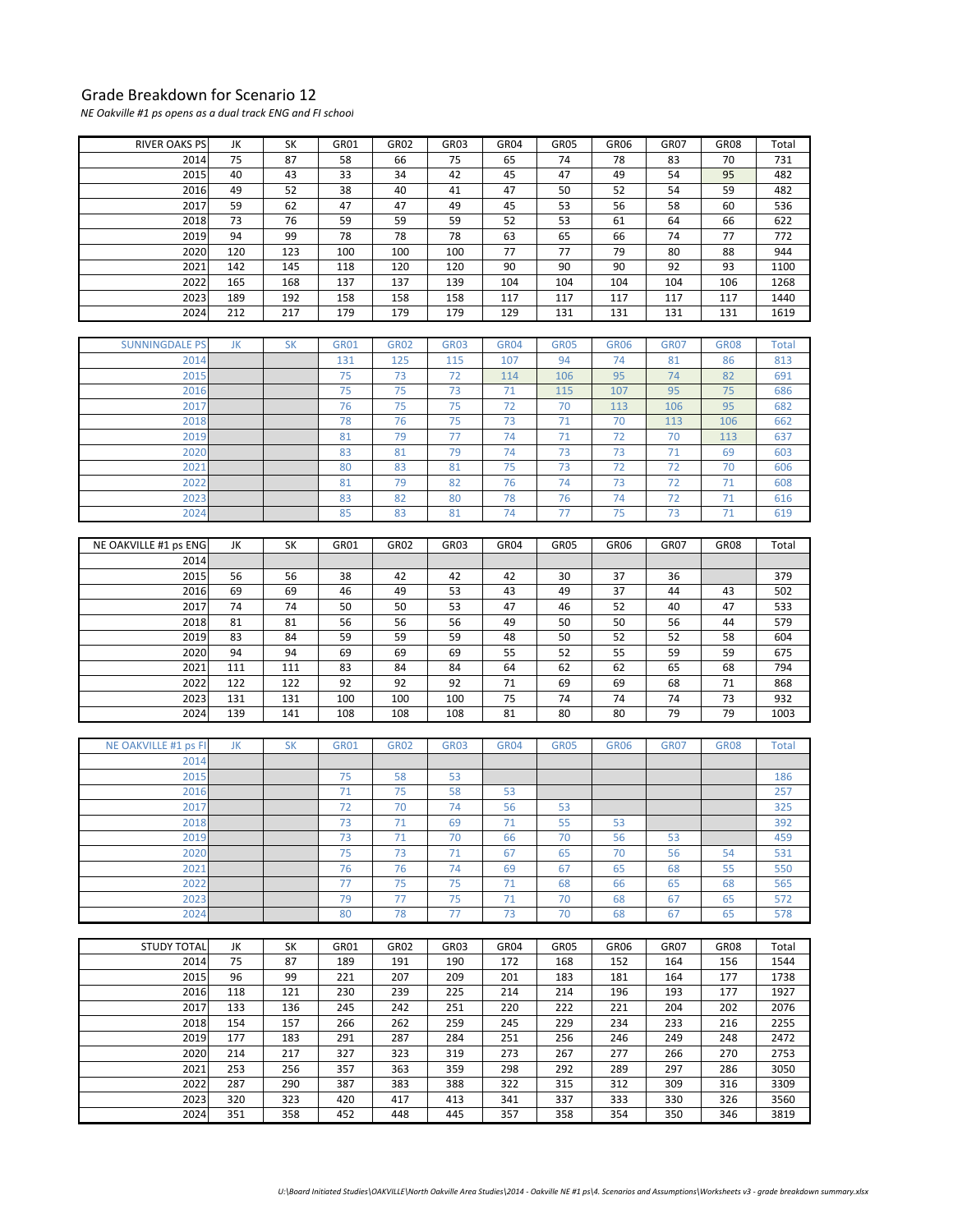## Grade Breakdown for Scenario 12

*NE Oakville #1 ps opens as a dual track ENG and FI school*

| RIVER OAKS PS | JK | SK | GR01 | GR02 | GR03 | GR04 | GR05 | GR06 | GR07 | GR08 | Total |
|---|---|---|---|---|---|---|---|---|---|---|---|
| 2014 | 75 | 87 | 58 | 66 | 75 | 65 | 74 | 78 | 83 | 70 | 731 |
| 2015 | 40 | 43 | 33 | 34 | 42 | 45 | 47 | 49 | 54 | 95 | 482 |
| 2016 | 49 | 52 | 38 | 40 | 41 | 47 | 50 | 52 | 54 | 59 | 482 |
| 2017 | 59 | 62 | 47 | 47 | 49 | 45 | 53 | 56 | 58 | 60 | 536 |
| 2018 | 73 | 76 | 59 | 59 | 59 | 52 | 53 | 61 | 64 | 66 | 622 |
| 2019 | 94 | 99 | 78 | 78 | 78 | 63 | 65 | 66 | 74 | 77 | 772 |
| 2020 | 120 | 123 | 100 | 100 | 100 | 77 | 77 | 79 | 80 | 88 | 944 |
| 2021 | 142 | 145 | 118 | 120 | 120 | 90 | 90 | 90 | 92 | 93 | 1100 |
| 2022 | 165 | 168 | 137 | 137 | 139 | 104 | 104 | 104 | 104 | 106 | 1268 |
| 2023 | 189 | 192 | 158 | 158 | 158 | 117 | 117 | 117 | 117 | 117 | 1440 |
| 2024 | 212 | 217 | 179 | 179 | 179 | 129 | 131 | 131 | 131 | 131 | 1619 |

| SUNNINGDALE PS | JK | SK | GR01 | GR02 | GR03 | GR04 | GR05 | GR06 | GR07 | GR08 | Total |
|---|---|---|---|---|---|---|---|---|---|---|---|
| 2014 | | | 131 | 125 | 115 | 107 | 94 | 74 | 81 | 86 | 813 |
| 2015 | | | 75 | 73 | 72 | 114 | 106 | 95 | 74 | 82 | 691 |
| 2016 | | | 75 | 75 | 73 | 71 | 115 | 107 | 95 | 75 | 686 |
| 2017 | | | 76 | 75 | 75 | 72 | 70 | 113 | 106 | 95 | 682 |
| 2018 | | | 78 | 76 | 75 | 73 | 71 | 70 | 113 | 106 | 662 |
| 2019 | | | 81 | 79 | 77 | 74 | 71 | 72 | 70 | 113 | 637 |
| 2020 | | | 83 | 81 | 79 | 74 | 73 | 73 | 71 | 69 | 603 |
| 2021 | | | 80 | 83 | 81 | 75 | 73 | 72 | 72 | 70 | 606 |
| 2022 | | | 81 | 79 | 82 | 76 | 74 | 73 | 72 | 71 | 608 |
| 2023 | | | 83 | 82 | 80 | 78 | 76 | 74 | 72 | 71 | 616 |
| 2024 | | | 85 | 83 | 81 | 74 | 77 | 75 | 73 | 71 | 619 |

| NE OAKVILLE #1 ps ENG | JK | SK | GR01 | GR02 | GR03 | GR04 | GR05 | GR06 | GR07 | GR08 | Total |
|---|---|---|---|---|---|---|---|---|---|---|---|
| 2014 | | | | | | | | | | | |
| 2015 | 56 | 56 | 38 | 42 | 42 | 42 | 30 | 37 | 36 | | 379 |
| 2016 | 69 | 69 | 46 | 49 | 53 | 43 | 49 | 37 | 44 | 43 | 502 |
| 2017 | 74 | 74 | 50 | 50 | 53 | 47 | 46 | 52 | 40 | 47 | 533 |
| 2018 | 81 | 81 | 56 | 56 | 56 | 49 | 50 | 50 | 56 | 44 | 579 |
| 2019 | 83 | 84 | 59 | 59 | 59 | 48 | 50 | 52 | 52 | 58 | 604 |
| 2020 | 94 | 94 | 69 | 69 | 69 | 55 | 52 | 55 | 59 | 59 | 675 |
| 2021 | 111 | 111 | 83 | 84 | 84 | 64 | 62 | 62 | 65 | 68 | 794 |
| 2022 | 122 | 122 | 92 | 92 | 92 | 71 | 69 | 69 | 68 | 71 | 868 |
| 2023 | 131 | 131 | 100 | 100 | 100 | 75 | 74 | 74 | 74 | 73 | 932 |
| 2024 | 139 | 141 | 108 | 108 | 108 | 81 | 80 | 80 | 79 | 79 | 1003 |

| NE OAKVILLE #1 ps FI | JK | SK | GR01 | GR02 | GR03 | GR04 | GR05 | GR06 | GR07 | GR08 | Total |
|---|---|---|---|---|---|---|---|---|---|---|---|
| 2014 | | | | | | | | | | | |
| 2015 | | | 75 | 58 | 53 | | | | | | 186 |
| 2016 | | | 71 | 75 | 58 | 53 | | | | | 257 |
| 2017 | | | 72 | 70 | 74 | 56 | 53 | | | | 325 |
| 2018 | | | 73 | 71 | 69 | 71 | 55 | 53 | | | 392 |
| 2019 | | | 73 | 71 | 70 | 66 | 70 | 56 | 53 | | 459 |
| 2020 | | | 75 | 73 | 71 | 67 | 65 | 70 | 56 | 54 | 531 |
| 2021 | | | 76 | 76 | 74 | 69 | 67 | 65 | 68 | 55 | 550 |
| 2022 | | | 77 | 75 | 75 | 71 | 68 | 66 | 65 | 68 | 565 |
| 2023 | | | 79 | 77 | 75 | 71 | 70 | 68 | 67 | 65 | 572 |
| 2024 | | | 80 | 78 | 77 | 73 | 70 | 68 | 67 | 65 | 578 |

| STUDY TOTAL | JK | SK | GR01 | GR02 | GR03 | GR04 | GR05 | GR06 | GR07 | GR08 | Total |
|---|---|---|---|---|---|---|---|---|---|---|---|
| 2014 | 75 | 87 | 189 | 191 | 190 | 172 | 168 | 152 | 164 | 156 | 1544 |
| 2015 | 96 | 99 | 221 | 207 | 209 | 201 | 183 | 181 | 164 | 177 | 1738 |
| 2016 | 118 | 121 | 230 | 239 | 225 | 214 | 214 | 196 | 193 | 177 | 1927 |
| 2017 | 133 | 136 | 245 | 242 | 251 | 220 | 222 | 221 | 204 | 202 | 2076 |
| 2018 | 154 | 157 | 266 | 262 | 259 | 245 | 229 | 234 | 233 | 216 | 2255 |
| 2019 | 177 | 183 | 291 | 287 | 284 | 251 | 256 | 246 | 249 | 248 | 2472 |
| 2020 | 214 | 217 | 327 | 323 | 319 | 273 | 267 | 277 | 266 | 270 | 2753 |
| 2021 | 253 | 256 | 357 | 363 | 359 | 298 | 292 | 289 | 297 | 286 | 3050 |
| 2022 | 287 | 290 | 387 | 383 | 388 | 322 | 315 | 312 | 309 | 316 | 3309 |
| 2023 | 320 | 323 | 420 | 417 | 413 | 341 | 337 | 333 | 330 | 326 | 3560 |
| 2024 | 351 | 358 | 452 | 448 | 445 | 357 | 358 | 354 | 350 | 346 | 3819 |

*U:\Board Initiated Studies\OAKVILLE\North Oakville Area Studies\2014 - Oakville NE #1 ps\4. Scenarios and Assumptions\Worksheets v3 - grade breakdown summary.xlsx*